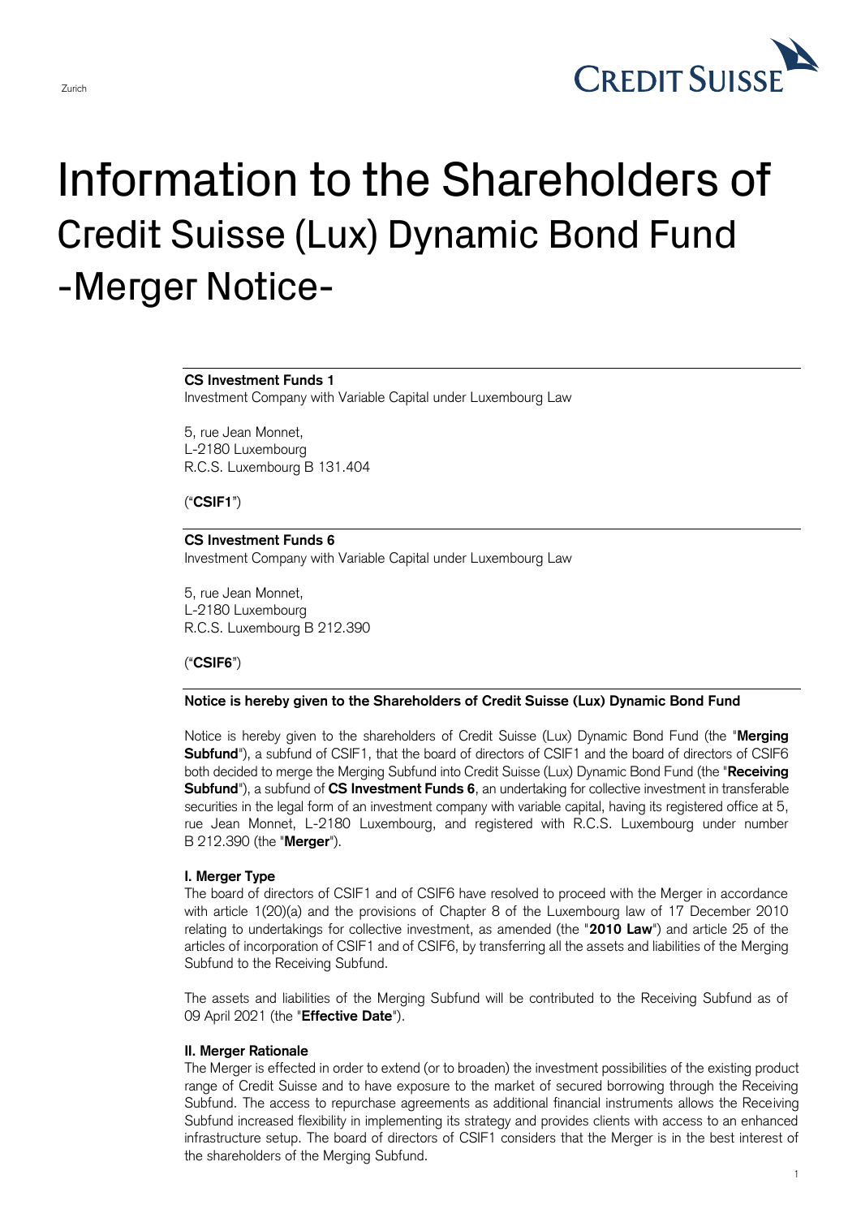Zurich

# Information to the Shareholders of Credit Suisse (Lux) Dynamic Bond Fund -Merger Notice-

**CS Investment Funds 1**
Investment Company with Variable Capital under Luxembourg Law

5, rue Jean Monnet,
L-2180 Luxembourg
R.C.S. Luxembourg B 131.404

("**CSIF1**")

**CS Investment Funds 6**
Investment Company with Variable Capital under Luxembourg Law

5, rue Jean Monnet,
L-2180 Luxembourg
R.C.S. Luxembourg B 212.390

("**CSIF6**")

**Notice is hereby given to the Shareholders of Credit Suisse (Lux) Dynamic Bond Fund**

Notice is hereby given to the shareholders of Credit Suisse (Lux) Dynamic Bond Fund (the "**Merging Subfund**"), a subfund of CSIF1, that the board of directors of CSIF1 and the board of directors of CSIF6 both decided to merge the Merging Subfund into Credit Suisse (Lux) Dynamic Bond Fund (the "**Receiving Subfund**"), a subfund of **CS Investment Funds 6**, an undertaking for collective investment in transferable securities in the legal form of an investment company with variable capital, having its registered office at 5, rue Jean Monnet, L-2180 Luxembourg, and registered with R.C.S. Luxembourg under number B 212.390 (the "**Merger**").

**I. Merger Type**

The board of directors of CSIF1 and of CSIF6 have resolved to proceed with the Merger in accordance with article 1(20)(a) and the provisions of Chapter 8 of the Luxembourg law of 17 December 2010 relating to undertakings for collective investment, as amended (the "**2010 Law**") and article 25 of the articles of incorporation of CSIF1 and of CSIF6, by transferring all the assets and liabilities of the Merging Subfund to the Receiving Subfund.

The assets and liabilities of the Merging Subfund will be contributed to the Receiving Subfund as of 09 April 2021 (the "**Effective Date**").

**II. Merger Rationale**

The Merger is effected in order to extend (or to broaden) the investment possibilities of the existing product range of Credit Suisse and to have exposure to the market of secured borrowing through the Receiving Subfund. The access to repurchase agreements as additional financial instruments allows the Receiving Subfund increased flexibility in implementing its strategy and provides clients with access to an enhanced infrastructure setup. The board of directors of CSIF1 considers that the Merger is in the best interest of the shareholders of the Merging Subfund.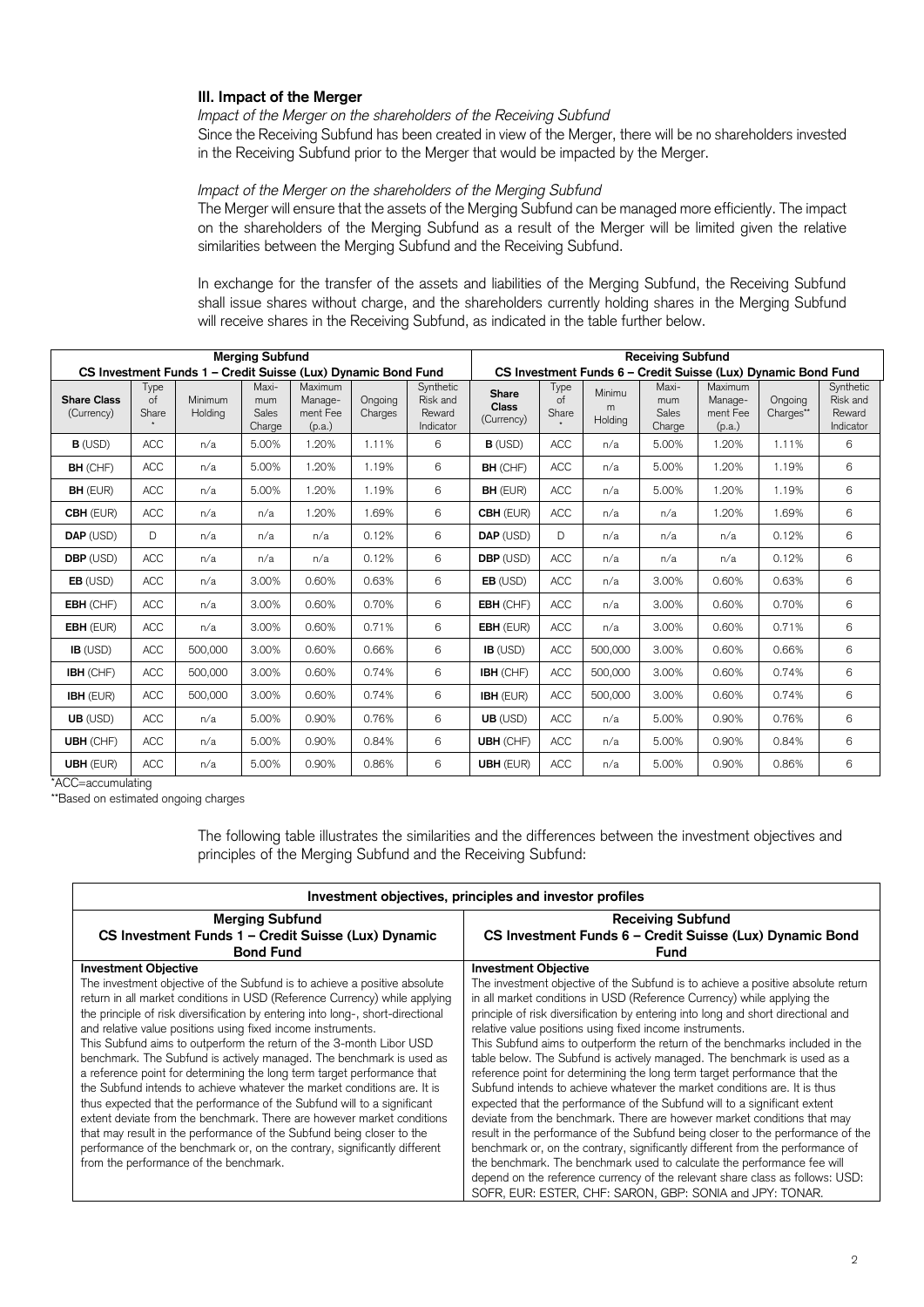## III. Impact of the Merger

*Impact of the Merger on the shareholders of the Receiving Subfund*

Since the Receiving Subfund has been created in view of the Merger, there will be no shareholders invested in the Receiving Subfund prior to the Merger that would be impacted by the Merger.

*Impact of the Merger on the shareholders of the Merging Subfund*

The Merger will ensure that the assets of the Merging Subfund can be managed more efficiently. The impact on the shareholders of the Merging Subfund as a result of the Merger will be limited given the relative similarities between the Merging Subfund and the Receiving Subfund.

In exchange for the transfer of the assets and liabilities of the Merging Subfund, the Receiving Subfund shall issue shares without charge, and the shareholders currently holding shares in the Merging Subfund will receive shares in the Receiving Subfund, as indicated in the table further below.

| **Merging Subfund** CS Investment Funds 1 – Credit Suisse (Lux) Dynamic Bond Fund | | | | | | | **Receiving Subfund** CS Investment Funds 6 – Credit Suisse (Lux) Dynamic Bond Fund | | | | | | |
|---|---|---|---|---|---|---|---|---|---|---|---|---|---|
| **Share Class** (Currency) | Type of Share* | Minimum Holding | Maximum Sales Charge | Maximum Management Fee (p.a.) | Ongoing Charges | Synthetic Risk and Reward Indicator | **Share Class** (Currency) | Type of Share* | Minimum Holding | Maximum Sales Charge | Maximum Management Fee (p.a.) | Ongoing Charges** | Synthetic Risk and Reward Indicator |
| **B** (USD) | ACC | n/a | 5.00% | 1.20% | 1.11% | 6 | **B** (USD) | ACC | n/a | 5.00% | 1.20% | 1.11% | 6 |
| **BH** (CHF) | ACC | n/a | 5.00% | 1.20% | 1.19% | 6 | **BH** (CHF) | ACC | n/a | 5.00% | 1.20% | 1.19% | 6 |
| **BH** (EUR) | ACC | n/a | 5.00% | 1.20% | 1.19% | 6 | **BH** (EUR) | ACC | n/a | 5.00% | 1.20% | 1.19% | 6 |
| **CBH** (EUR) | ACC | n/a | n/a | 1.20% | 1.69% | 6 | **CBH** (EUR) | ACC | n/a | n/a | 1.20% | 1.69% | 6 |
| **DAP** (USD) | D | n/a | n/a | n/a | 0.12% | 6 | **DAP** (USD) | D | n/a | n/a | n/a | 0.12% | 6 |
| **DBP** (USD) | ACC | n/a | n/a | n/a | 0.12% | 6 | **DBP** (USD) | ACC | n/a | n/a | n/a | 0.12% | 6 |
| **EB** (USD) | ACC | n/a | 3.00% | 0.60% | 0.63% | 6 | **EB** (USD) | ACC | n/a | 3.00% | 0.60% | 0.63% | 6 |
| **EBH** (CHF) | ACC | n/a | 3.00% | 0.60% | 0.70% | 6 | **EBH** (CHF) | ACC | n/a | 3.00% | 0.60% | 0.70% | 6 |
| **EBH** (EUR) | ACC | n/a | 3.00% | 0.60% | 0.71% | 6 | **EBH** (EUR) | ACC | n/a | 3.00% | 0.60% | 0.71% | 6 |
| **IB** (USD) | ACC | 500,000 | 3.00% | 0.60% | 0.66% | 6 | **IB** (USD) | ACC | 500,000 | 3.00% | 0.60% | 0.66% | 6 |
| **IBH** (CHF) | ACC | 500,000 | 3.00% | 0.60% | 0.74% | 6 | **IBH** (CHF) | ACC | 500,000 | 3.00% | 0.60% | 0.74% | 6 |
| **IBH** (EUR) | ACC | 500,000 | 3.00% | 0.60% | 0.74% | 6 | **IBH** (EUR) | ACC | 500,000 | 3.00% | 0.60% | 0.74% | 6 |
| **UB** (USD) | ACC | n/a | 5.00% | 0.90% | 0.76% | 6 | **UB** (USD) | ACC | n/a | 5.00% | 0.90% | 0.76% | 6 |
| **UBH** (CHF) | ACC | n/a | 5.00% | 0.90% | 0.84% | 6 | **UBH** (CHF) | ACC | n/a | 5.00% | 0.90% | 0.84% | 6 |
| **UBH** (EUR) | ACC | n/a | 5.00% | 0.90% | 0.86% | 6 | **UBH** (EUR) | ACC | n/a | 5.00% | 0.90% | 0.86% | 6 |

*ACC=accumulating

**Based on estimated ongoing charges

The following table illustrates the similarities and the differences between the investment objectives and principles of the Merging Subfund and the Receiving Subfund:

| Investment objectives, principles and investor profiles | |
|---|---|
| **Merging Subfund** **CS Investment Funds 1 – Credit Suisse (Lux) Dynamic Bond Fund** | **Receiving Subfund** **CS Investment Funds 6 – Credit Suisse (Lux) Dynamic Bond Fund** |
| **Investment Objective** The investment objective of the Subfund is to achieve a positive absolute return in all market conditions in USD (Reference Currency) while applying the principle of risk diversification by entering into long-, short-directional and relative value positions using fixed income instruments. This Subfund aims to outperform the return of the 3-month Libor USD benchmark. The Subfund is actively managed. The benchmark is used as a reference point for determining the long term target performance that the Subfund intends to achieve whatever the market conditions are. It is thus expected that the performance of the Subfund will to a significant extent deviate from the benchmark. There are however market conditions that may result in the performance of the Subfund being closer to the performance of the benchmark or, on the contrary, significantly different from the performance of the benchmark. | **Investment Objective** The investment objective of the Subfund is to achieve a positive absolute return in all market conditions in USD (Reference Currency) while applying the principle of risk diversification by entering into long and short directional and relative value positions using fixed income instruments. This Subfund aims to outperform the return of the benchmarks included in the table below. The Subfund is actively managed. The benchmark is used as a reference point for determining the long term target performance that the Subfund intends to achieve whatever the market conditions are. It is thus expected that the performance of the Subfund will to a significant extent deviate from the benchmark. There are however market conditions that may result in the performance of the Subfund being closer to the performance of the benchmark or, on the contrary, significantly different from the performance of the benchmark. The benchmark used to calculate the performance fee will depend on the reference currency of the relevant share class as follows: USD: SOFR, EUR: ESTER, CHF: SARON, GBP: SONIA and JPY: TONAR. |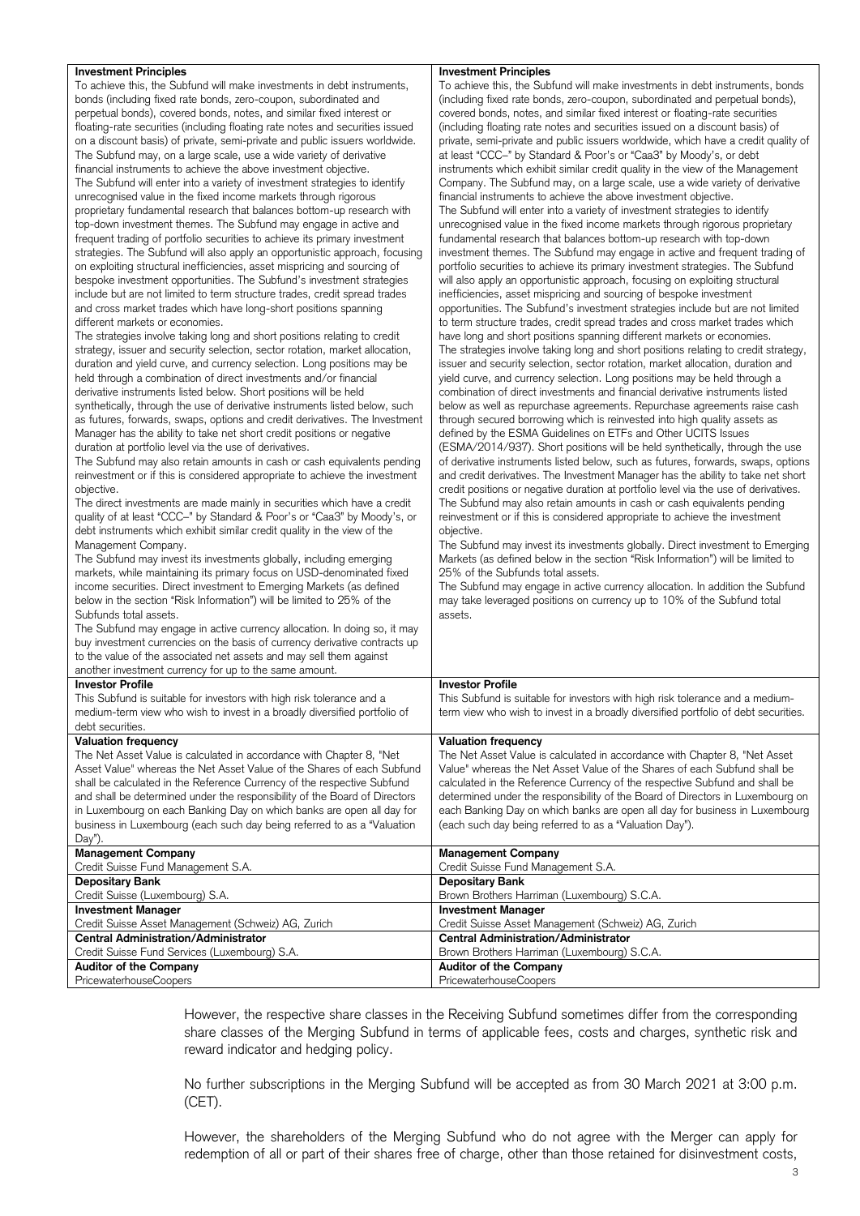| **Investment Principles** | **Investment Principles** |
|---|---|
| To achieve this, the Subfund will make investments in debt instruments, bonds (including fixed rate bonds, zero-coupon, subordinated and perpetual bonds), covered bonds, notes, and similar fixed interest or floating-rate securities (including floating rate notes and securities issued on a discount basis) of private, semi-private and public issuers worldwide. The Subfund may, on a large scale, use a wide variety of derivative financial instruments to achieve the above investment objective. The Subfund will enter into a variety of investment strategies to identify unrecognised value in the fixed income markets through rigorous proprietary fundamental research that balances bottom-up research with top-down investment themes. The Subfund may engage in active and frequent trading of portfolio securities to achieve its primary investment strategies. The Subfund will also apply an opportunistic approach, focusing on exploiting structural inefficiencies, asset mispricing and sourcing of bespoke investment opportunities. The Subfund's investment strategies include but are not limited to term structure trades, credit spread trades and cross market trades which have long-short positions spanning different markets or economies. The strategies involve taking long and short positions relating to credit strategy, issuer and security selection, sector rotation, market allocation, duration and yield curve, and currency selection. Long positions may be held through a combination of direct investments and/or financial derivative instruments listed below. Short positions will be held synthetically, through the use of derivative instruments listed below, such as futures, forwards, swaps, options and credit derivatives. The Investment Manager has the ability to take net short credit positions or negative duration at portfolio level via the use of derivatives. The Subfund may also retain amounts in cash or cash equivalents pending reinvestment or if this is considered appropriate to achieve the investment objective. The direct investments are made mainly in securities which have a credit quality of at least "CCC–" by Standard & Poor's or "Caa3" by Moody's, or debt instruments which exhibit similar credit quality in the view of the Management Company. The Subfund may invest its investments globally, including emerging markets, while maintaining its primary focus on USD-denominated fixed income securities. Direct investment to Emerging Markets (as defined below in the section "Risk Information") will be limited to 25% of the Subfunds total assets. The Subfund may engage in active currency allocation. In doing so, it may buy investment currencies on the basis of currency derivative contracts up to the value of the associated net assets and may sell them against another investment currency for up to the same amount. | To achieve this, the Subfund will make investments in debt instruments, bonds (including fixed rate bonds, zero-coupon, subordinated and perpetual bonds), covered bonds, notes, and similar fixed interest or floating-rate securities (including floating rate notes and securities issued on a discount basis) of private, semi-private and public issuers worldwide, which have a credit quality of at least "CCC–" by Standard & Poor's or "Caa3" by Moody's, or debt instruments which exhibit similar credit quality in the view of the Management Company. The Subfund may, on a large scale, use a wide variety of derivative financial instruments to achieve the above investment objective. The Subfund will enter into a variety of investment strategies to identify unrecognised value in the fixed income markets through rigorous proprietary fundamental research that balances bottom-up research with top-down investment themes. The Subfund may engage in active and frequent trading of portfolio securities to achieve its primary investment strategies. The Subfund will also apply an opportunistic approach, focusing on exploiting structural inefficiencies, asset mispricing and sourcing of bespoke investment opportunities. The Subfund's investment strategies include but are not limited to term structure trades, credit spread trades and cross market trades which have long and short positions spanning different markets or economies. The strategies involve taking long and short positions relating to credit strategy, issuer and security selection, sector rotation, market allocation, duration and yield curve, and currency selection. Long positions may be held through a combination of direct investments and financial derivative instruments listed below as well as repurchase agreements. Repurchase agreements raise cash through secured borrowing which is reinvested into high quality assets as defined by the ESMA Guidelines on ETFs and Other UCITS Issues (ESMA/2014/937). Short positions will be held synthetically, through the use of derivative instruments listed below, such as futures, forwards, swaps, options and credit derivatives. The Investment Manager has the ability to take net short credit positions or negative duration at portfolio level via the use of derivatives. The Subfund may also retain amounts in cash or cash equivalents pending reinvestment or if this is considered appropriate to achieve the investment objective. The Subfund may invest its investments globally. Direct investment to Emerging Markets (as defined below in the section "Risk Information") will be limited to 25% of the Subfunds total assets. The Subfund may engage in active currency allocation. In addition the Subfund may take leveraged positions on currency up to 10% of the Subfund total assets. |
| **Investor Profile** | **Investor Profile** |
| This Subfund is suitable for investors with high risk tolerance and a medium-term view who wish to invest in a broadly diversified portfolio of debt securities. | This Subfund is suitable for investors with high risk tolerance and a medium-term view who wish to invest in a broadly diversified portfolio of debt securities. |
| **Valuation frequency** | **Valuation frequency** |
| The Net Asset Value is calculated in accordance with Chapter 8, "Net Asset Value" whereas the Net Asset Value of the Shares of each Subfund shall be calculated in the Reference Currency of the respective Subfund and shall be determined under the responsibility of the Board of Directors in Luxembourg on each Banking Day on which banks are open all day for business in Luxembourg (each such day being referred to as a "Valuation Day"). | The Net Asset Value is calculated in accordance with Chapter 8, "Net Asset Value" whereas the Net Asset Value of the Shares of each Subfund shall be calculated in the Reference Currency of the respective Subfund and shall be determined under the responsibility of the Board of Directors in Luxembourg on each Banking Day on which banks are open all day for business in Luxembourg (each such day being referred to as a "Valuation Day"). |
| **Management Company** | **Management Company** |
| Credit Suisse Fund Management S.A. | Credit Suisse Fund Management S.A. |
| **Depositary Bank** | **Depositary Bank** |
| Credit Suisse (Luxembourg) S.A. | Brown Brothers Harriman (Luxembourg) S.C.A. |
| **Investment Manager** | **Investment Manager** |
| Credit Suisse Asset Management (Schweiz) AG, Zurich | Credit Suisse Asset Management (Schweiz) AG, Zurich |
| **Central Administration/Administrator** | **Central Administration/Administrator** |
| Credit Suisse Fund Services (Luxembourg) S.A. | Brown Brothers Harriman (Luxembourg) S.C.A. |
| **Auditor of the Company** | **Auditor of the Company** |
| PricewaterhouseCoopers | PricewaterhouseCoopers |

However, the respective share classes in the Receiving Subfund sometimes differ from the corresponding share classes of the Merging Subfund in terms of applicable fees, costs and charges, synthetic risk and reward indicator and hedging policy.

No further subscriptions in the Merging Subfund will be accepted as from 30 March 2021 at 3:00 p.m. (CET).

However, the shareholders of the Merging Subfund who do not agree with the Merger can apply for redemption of all or part of their shares free of charge, other than those retained for disinvestment costs,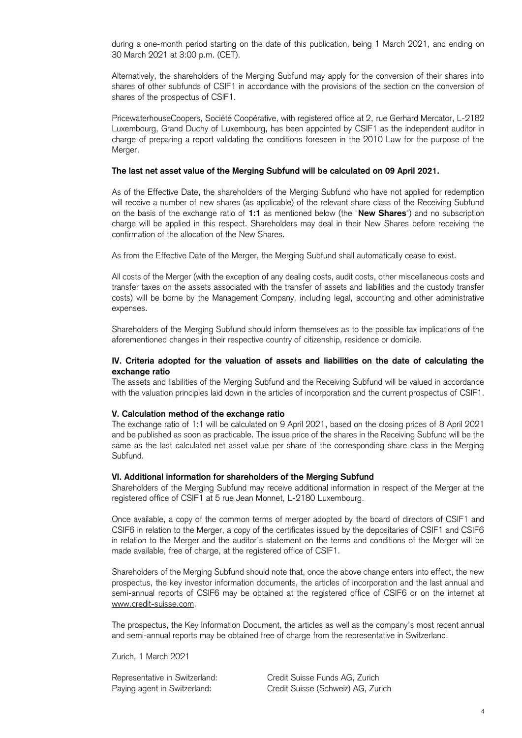during a one-month period starting on the date of this publication, being 1 March 2021, and ending on 30 March 2021 at 3:00 p.m. (CET).

Alternatively, the shareholders of the Merging Subfund may apply for the conversion of their shares into shares of other subfunds of CSIF1 in accordance with the provisions of the section on the conversion of shares of the prospectus of CSIF1.

PricewaterhouseCoopers, Société Coopérative, with registered office at 2, rue Gerhard Mercator, L-2182 Luxembourg, Grand Duchy of Luxembourg, has been appointed by CSIF1 as the independent auditor in charge of preparing a report validating the conditions foreseen in the 2010 Law for the purpose of the Merger.

**The last net asset value of the Merging Subfund will be calculated on 09 April 2021.**

As of the Effective Date, the shareholders of the Merging Subfund who have not applied for redemption will receive a number of new shares (as applicable) of the relevant share class of the Receiving Subfund on the basis of the exchange ratio of **1:1** as mentioned below (the "**New Shares**") and no subscription charge will be applied in this respect. Shareholders may deal in their New Shares before receiving the confirmation of the allocation of the New Shares.

As from the Effective Date of the Merger, the Merging Subfund shall automatically cease to exist.

All costs of the Merger (with the exception of any dealing costs, audit costs, other miscellaneous costs and transfer taxes on the assets associated with the transfer of assets and liabilities and the custody transfer costs) will be borne by the Management Company, including legal, accounting and other administrative expenses.

Shareholders of the Merging Subfund should inform themselves as to the possible tax implications of the aforementioned changes in their respective country of citizenship, residence or domicile.

### IV. Criteria adopted for the valuation of assets and liabilities on the date of calculating the exchange ratio

The assets and liabilities of the Merging Subfund and the Receiving Subfund will be valued in accordance with the valuation principles laid down in the articles of incorporation and the current prospectus of CSIF1.

### V. Calculation method of the exchange ratio

The exchange ratio of 1:1 will be calculated on 9 April 2021, based on the closing prices of 8 April 2021 and be published as soon as practicable. The issue price of the shares in the Receiving Subfund will be the same as the last calculated net asset value per share of the corresponding share class in the Merging Subfund.

### VI. Additional information for shareholders of the Merging Subfund

Shareholders of the Merging Subfund may receive additional information in respect of the Merger at the registered office of CSIF1 at 5 rue Jean Monnet, L-2180 Luxembourg.

Once available, a copy of the common terms of merger adopted by the board of directors of CSIF1 and CSIF6 in relation to the Merger, a copy of the certificates issued by the depositaries of CSIF1 and CSIF6 in relation to the Merger and the auditor's statement on the terms and conditions of the Merger will be made available, free of charge, at the registered office of CSIF1.

Shareholders of the Merging Subfund should note that, once the above change enters into effect, the new prospectus, the key investor information documents, the articles of incorporation and the last annual and semi-annual reports of CSIF6 may be obtained at the registered office of CSIF6 or on the internet at www.credit-suisse.com.

The prospectus, the Key Information Document, the articles as well as the company's most recent annual and semi-annual reports may be obtained free of charge from the representative in Switzerland.

Zurich, 1 March 2021

Representative in Switzerland: Credit Suisse Funds AG, Zurich
Paying agent in Switzerland: Credit Suisse (Schweiz) AG, Zurich